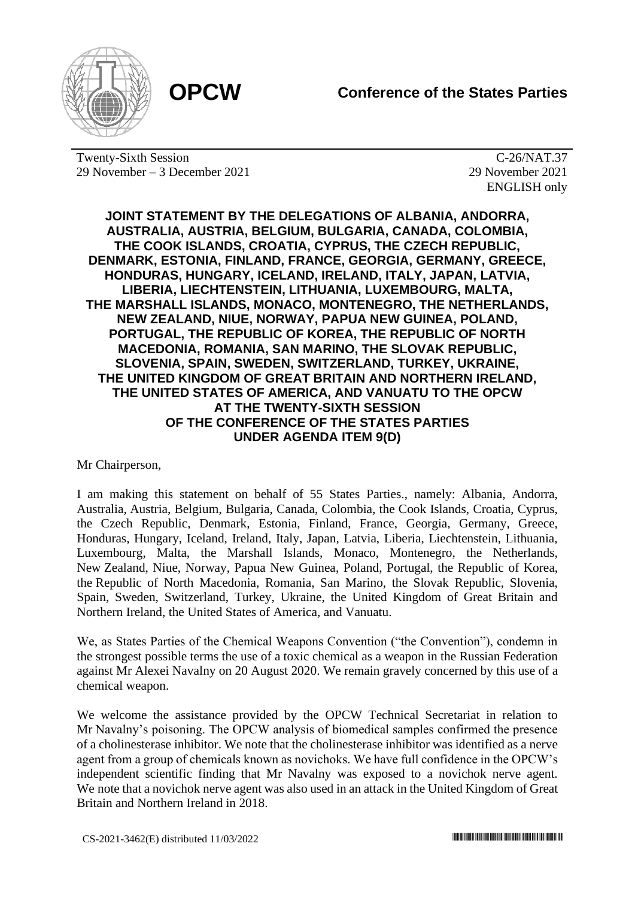**OPCW** **Conference of the States Parties**

Twenty-Sixth Session
29 November – 3 December 2021

C-26/NAT.37
29 November 2021
ENGLISH only

**JOINT STATEMENT BY THE DELEGATIONS OF ALBANIA, ANDORRA, AUSTRALIA, AUSTRIA, BELGIUM, BULGARIA, CANADA, COLOMBIA, THE COOK ISLANDS, CROATIA, CYPRUS, THE CZECH REPUBLIC, DENMARK, ESTONIA, FINLAND, FRANCE, GEORGIA, GERMANY, GREECE, HONDURAS, HUNGARY, ICELAND, IRELAND, ITALY, JAPAN, LATVIA, LIBERIA, LIECHTENSTEIN, LITHUANIA, LUXEMBOURG, MALTA, THE MARSHALL ISLANDS, MONACO, MONTENEGRO, THE NETHERLANDS, NEW ZEALAND, NIUE, NORWAY, PAPUA NEW GUINEA, POLAND, PORTUGAL, THE REPUBLIC OF KOREA, THE REPUBLIC OF NORTH MACEDONIA, ROMANIA, SAN MARINO, THE SLOVAK REPUBLIC, SLOVENIA, SPAIN, SWEDEN, SWITZERLAND, TURKEY, UKRAINE, THE UNITED KINGDOM OF GREAT BRITAIN AND NORTHERN IRELAND, THE UNITED STATES OF AMERICA, AND VANUATU TO THE OPCW AT THE TWENTY-SIXTH SESSION OF THE CONFERENCE OF THE STATES PARTIES UNDER AGENDA ITEM 9(D)**

Mr Chairperson,

I am making this statement on behalf of 55 States Parties., namely: Albania, Andorra, Australia, Austria, Belgium, Bulgaria, Canada, Colombia, the Cook Islands, Croatia, Cyprus, the Czech Republic, Denmark, Estonia, Finland, France, Georgia, Germany, Greece, Honduras, Hungary, Iceland, Ireland, Italy, Japan, Latvia, Liberia, Liechtenstein, Lithuania, Luxembourg, Malta, the Marshall Islands, Monaco, Montenegro, the Netherlands, New Zealand, Niue, Norway, Papua New Guinea, Poland, Portugal, the Republic of Korea, the Republic of North Macedonia, Romania, San Marino, the Slovak Republic, Slovenia, Spain, Sweden, Switzerland, Turkey, Ukraine, the United Kingdom of Great Britain and Northern Ireland, the United States of America, and Vanuatu.

We, as States Parties of the Chemical Weapons Convention ("the Convention"), condemn in the strongest possible terms the use of a toxic chemical as a weapon in the Russian Federation against Mr Alexei Navalny on 20 August 2020. We remain gravely concerned by this use of a chemical weapon.

We welcome the assistance provided by the OPCW Technical Secretariat in relation to Mr Navalny's poisoning. The OPCW analysis of biomedical samples confirmed the presence of a cholinesterase inhibitor. We note that the cholinesterase inhibitor was identified as a nerve agent from a group of chemicals known as novichoks. We have full confidence in the OPCW's independent scientific finding that Mr Navalny was exposed to a novichok nerve agent. We note that a novichok nerve agent was also used in an attack in the United Kingdom of Great Britain and Northern Ireland in 2018.

CS-2021-3462(E) distributed 11/03/2022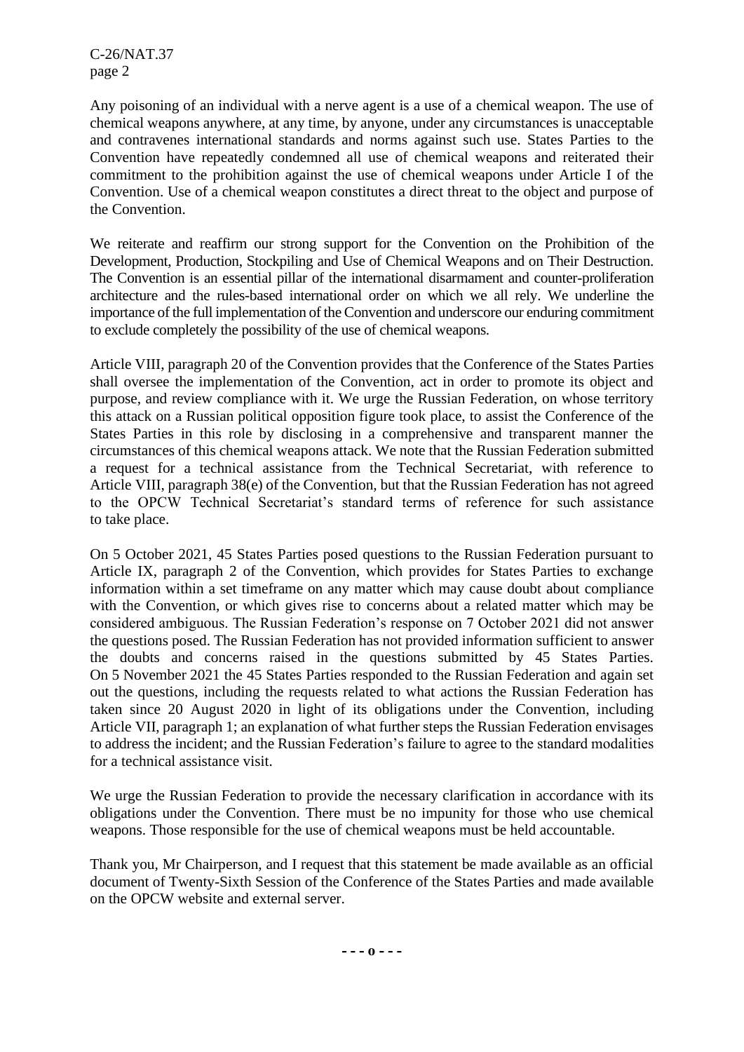Any poisoning of an individual with a nerve agent is a use of a chemical weapon. The use of chemical weapons anywhere, at any time, by anyone, under any circumstances is unacceptable and contravenes international standards and norms against such use. States Parties to the Convention have repeatedly condemned all use of chemical weapons and reiterated their commitment to the prohibition against the use of chemical weapons under Article I of the Convention. Use of a chemical weapon constitutes a direct threat to the object and purpose of the Convention.

We reiterate and reaffirm our strong support for the Convention on the Prohibition of the Development, Production, Stockpiling and Use of Chemical Weapons and on Their Destruction. The Convention is an essential pillar of the international disarmament and counter-proliferation architecture and the rules-based international order on which we all rely. We underline the importance of the full implementation of the Convention and underscore our enduring commitment to exclude completely the possibility of the use of chemical weapons.

Article VIII, paragraph 20 of the Convention provides that the Conference of the States Parties shall oversee the implementation of the Convention, act in order to promote its object and purpose, and review compliance with it. We urge the Russian Federation, on whose territory this attack on a Russian political opposition figure took place, to assist the Conference of the States Parties in this role by disclosing in a comprehensive and transparent manner the circumstances of this chemical weapons attack. We note that the Russian Federation submitted a request for a technical assistance from the Technical Secretariat, with reference to Article VIII, paragraph 38(e) of the Convention, but that the Russian Federation has not agreed to the OPCW Technical Secretariat's standard terms of reference for such assistance to take place.

On 5 October 2021, 45 States Parties posed questions to the Russian Federation pursuant to Article IX, paragraph 2 of the Convention, which provides for States Parties to exchange information within a set timeframe on any matter which may cause doubt about compliance with the Convention, or which gives rise to concerns about a related matter which may be considered ambiguous. The Russian Federation's response on 7 October 2021 did not answer the questions posed. The Russian Federation has not provided information sufficient to answer the doubts and concerns raised in the questions submitted by 45 States Parties. On 5 November 2021 the 45 States Parties responded to the Russian Federation and again set out the questions, including the requests related to what actions the Russian Federation has taken since 20 August 2020 in light of its obligations under the Convention, including Article VII, paragraph 1; an explanation of what further steps the Russian Federation envisages to address the incident; and the Russian Federation's failure to agree to the standard modalities for a technical assistance visit.

We urge the Russian Federation to provide the necessary clarification in accordance with its obligations under the Convention. There must be no impunity for those who use chemical weapons. Those responsible for the use of chemical weapons must be held accountable.

Thank you, Mr Chairperson, and I request that this statement be made available as an official document of Twenty-Sixth Session of the Conference of the States Parties and made available on the OPCW website and external server.

**- - - o - - -**